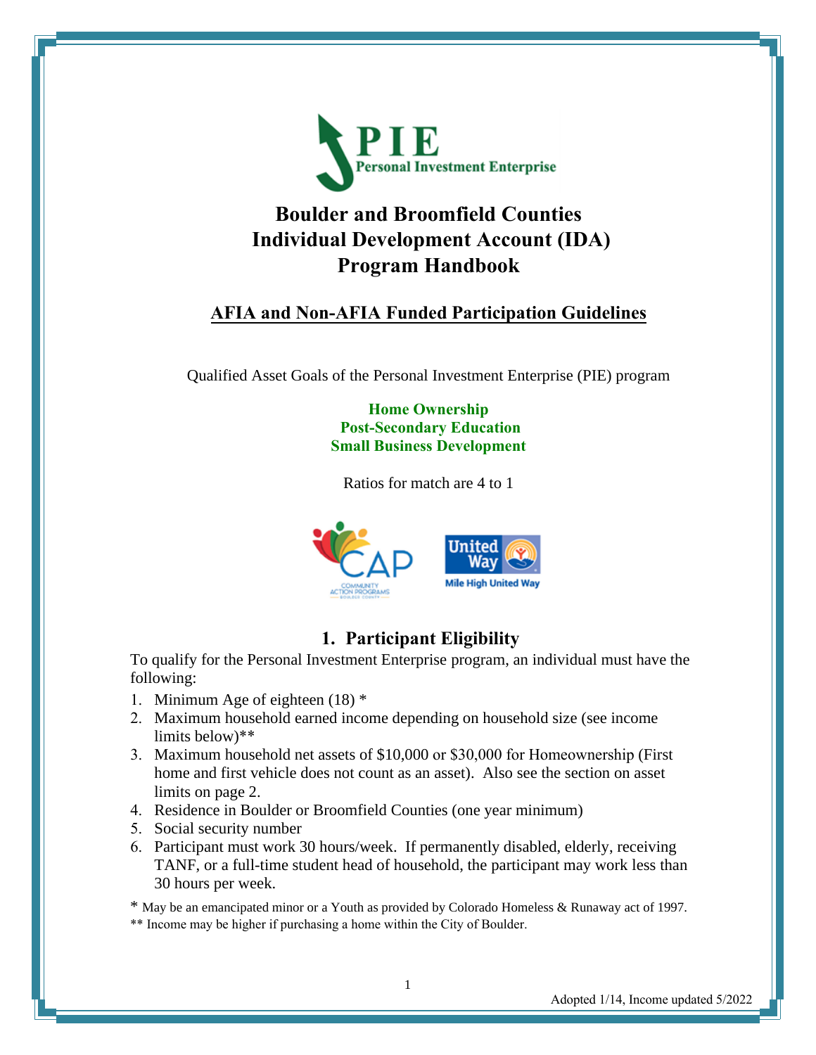PIE
Personal Investment Enterprise

# Boulder and Broomfield Counties Individual Development Account (IDA) Program Handbook

## AFIA and Non-AFIA Funded Participation Guidelines

Qualified Asset Goals of the Personal Investment Enterprise (PIE) program

**Home Ownership**
**Post-Secondary Education**
**Small Business Development**

Ratios for match are 4 to 1

## 1. Participant Eligibility

To qualify for the Personal Investment Enterprise program, an individual must have the following:

1. Minimum Age of eighteen (18) *
2. Maximum household earned income depending on household size (see income limits below)**
3. Maximum household net assets of $10,000 or $30,000 for Homeownership (First home and first vehicle does not count as an asset). Also see the section on asset limits on page 2.
4. Residence in Boulder or Broomfield Counties (one year minimum)
5. Social security number
6. Participant must work 30 hours/week. If permanently disabled, elderly, receiving TANF, or a full-time student head of household, the participant may work less than 30 hours per week.

* May be an emancipated minor or a Youth as provided by Colorado Homeless & Runaway act of 1997.

** Income may be higher if purchasing a home within the City of Boulder.

Adopted 1/14, Income updated 5/2022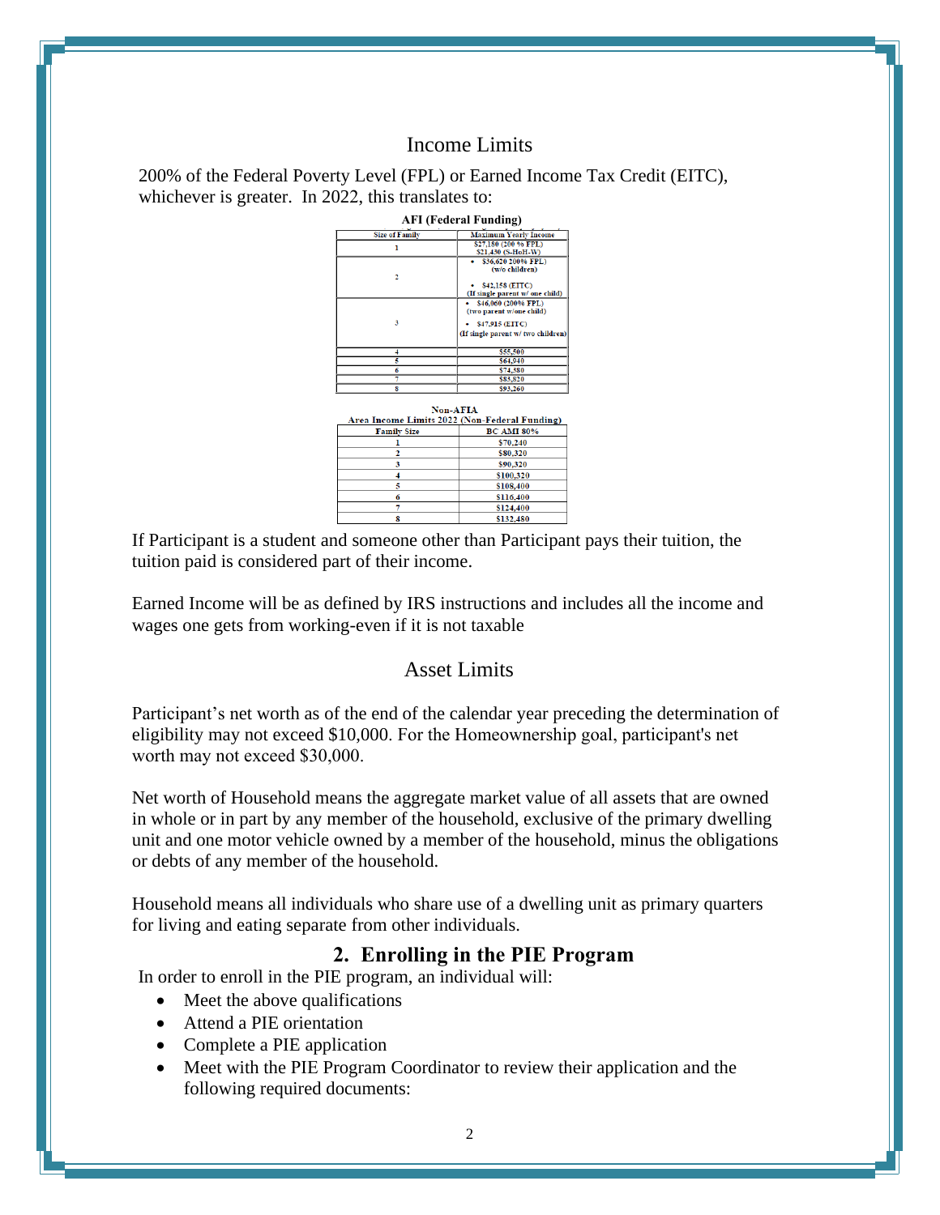## Income Limits

200% of the Federal Poverty Level (FPL) or Earned Income Tax Credit (EITC), whichever is greater. In 2022, this translates to:

**AFI (Federal Funding)**

| Size of Family | Maximum Yearly Income |
|---|---|
| 1 | $27,180 (200 % FPL)<br>$21,430 (S-HoH-W) |
| 2 | • $36,620 200% FPL) (w/o children)<br>• $42,158 (EITC) (If single parent w/ one child) |
| 3 | • $46,060 (200% FPL) (two parent w/one child)<br>• $47,915 (EITC) (If single parent w/ two children) |
| 4 | $55,500 |
| 5 | $64,940 |
| 6 | $74,380 |
| 7 | $83,820 |
| 8 | $93,260 |

**Non-AFIA**
**Area Income Limits 2022 (Non-Federal Funding)**

| Family Size | BC AMI 80% |
|---|---|
| 1 | $70,240 |
| 2 | $80,320 |
| 3 | $90,320 |
| 4 | $100,320 |
| 5 | $108,400 |
| 6 | $116,400 |
| 7 | $124,400 |
| 8 | $132,480 |

If Participant is a student and someone other than Participant pays their tuition, the tuition paid is considered part of their income.

Earned Income will be as defined by IRS instructions and includes all the income and wages one gets from working-even if it is not taxable

## Asset Limits

Participant's net worth as of the end of the calendar year preceding the determination of eligibility may not exceed $10,000. For the Homeownership goal, participant's net worth may not exceed $30,000.

Net worth of Household means the aggregate market value of all assets that are owned in whole or in part by any member of the household, exclusive of the primary dwelling unit and one motor vehicle owned by a member of the household, minus the obligations or debts of any member of the household.

Household means all individuals who share use of a dwelling unit as primary quarters for living and eating separate from other individuals.

## 2. Enrolling in the PIE Program

In order to enroll in the PIE program, an individual will:

- Meet the above qualifications
- Attend a PIE orientation
- Complete a PIE application
- Meet with the PIE Program Coordinator to review their application and the following required documents: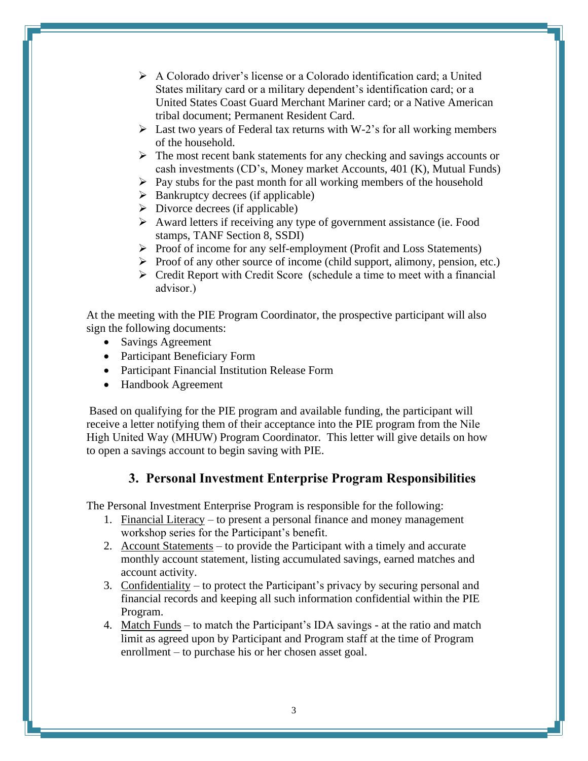- A Colorado driver's license or a Colorado identification card; a United States military card or a military dependent's identification card; or a United States Coast Guard Merchant Mariner card; or a Native American tribal document; Permanent Resident Card.
- Last two years of Federal tax returns with W-2's for all working members of the household.
- The most recent bank statements for any checking and savings accounts or cash investments (CD's, Money market Accounts, 401 (K), Mutual Funds)
- Pay stubs for the past month for all working members of the household
- Bankruptcy decrees (if applicable)
- Divorce decrees (if applicable)
- Award letters if receiving any type of government assistance (ie. Food stamps, TANF Section 8, SSDI)
- Proof of income for any self-employment (Profit and Loss Statements)
- Proof of any other source of income (child support, alimony, pension, etc.)
- Credit Report with Credit Score (schedule a time to meet with a financial advisor.)

At the meeting with the PIE Program Coordinator, the prospective participant will also sign the following documents:

- Savings Agreement
- Participant Beneficiary Form
- Participant Financial Institution Release Form
- Handbook Agreement

Based on qualifying for the PIE program and available funding, the participant will receive a letter notifying them of their acceptance into the PIE program from the Nile High United Way (MHUW) Program Coordinator. This letter will give details on how to open a savings account to begin saving with PIE.

## 3. Personal Investment Enterprise Program Responsibilities

The Personal Investment Enterprise Program is responsible for the following:

1. Financial Literacy – to present a personal finance and money management workshop series for the Participant's benefit.
2. Account Statements – to provide the Participant with a timely and accurate monthly account statement, listing accumulated savings, earned matches and account activity.
3. Confidentiality – to protect the Participant's privacy by securing personal and financial records and keeping all such information confidential within the PIE Program.
4. Match Funds – to match the Participant's IDA savings - at the ratio and match limit as agreed upon by Participant and Program staff at the time of Program enrollment – to purchase his or her chosen asset goal.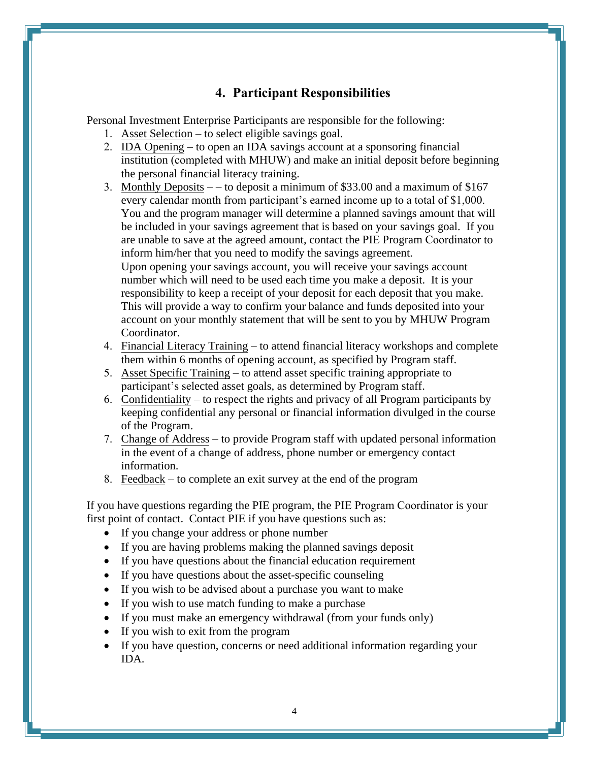## 4. Participant Responsibilities

Personal Investment Enterprise Participants are responsible for the following:

1. Asset Selection – to select eligible savings goal.
2. IDA Opening – to open an IDA savings account at a sponsoring financial institution (completed with MHUW) and make an initial deposit before beginning the personal financial literacy training.
3. Monthly Deposits – – to deposit a minimum of $33.00 and a maximum of $167 every calendar month from participant's earned income up to a total of $1,000. You and the program manager will determine a planned savings amount that will be included in your savings agreement that is based on your savings goal. If you are unable to save at the agreed amount, contact the PIE Program Coordinator to inform him/her that you need to modify the savings agreement.
   Upon opening your savings account, you will receive your savings account number which will need to be used each time you make a deposit. It is your responsibility to keep a receipt of your deposit for each deposit that you make. This will provide a way to confirm your balance and funds deposited into your account on your monthly statement that will be sent to you by MHUW Program Coordinator.
4. Financial Literacy Training – to attend financial literacy workshops and complete them within 6 months of opening account, as specified by Program staff.
5. Asset Specific Training – to attend asset specific training appropriate to participant's selected asset goals, as determined by Program staff.
6. Confidentiality – to respect the rights and privacy of all Program participants by keeping confidential any personal or financial information divulged in the course of the Program.
7. Change of Address – to provide Program staff with updated personal information in the event of a change of address, phone number or emergency contact information.
8. Feedback – to complete an exit survey at the end of the program

If you have questions regarding the PIE program, the PIE Program Coordinator is your first point of contact. Contact PIE if you have questions such as:

- If you change your address or phone number
- If you are having problems making the planned savings deposit
- If you have questions about the financial education requirement
- If you have questions about the asset-specific counseling
- If you wish to be advised about a purchase you want to make
- If you wish to use match funding to make a purchase
- If you must make an emergency withdrawal (from your funds only)
- If you wish to exit from the program
- If you have question, concerns or need additional information regarding your IDA.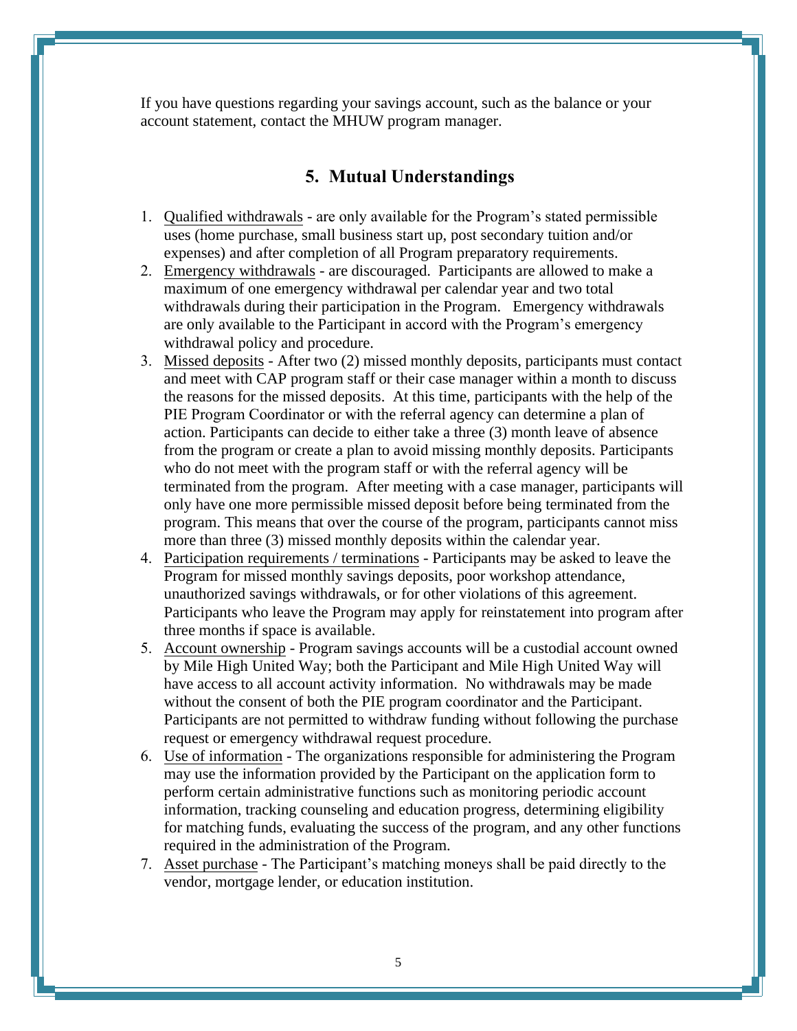If you have questions regarding your savings account, such as the balance or your account statement, contact the MHUW program manager.

## 5. Mutual Understandings

1. Qualified withdrawals - are only available for the Program's stated permissible uses (home purchase, small business start up, post secondary tuition and/or expenses) and after completion of all Program preparatory requirements.
2. Emergency withdrawals - are discouraged. Participants are allowed to make a maximum of one emergency withdrawal per calendar year and two total withdrawals during their participation in the Program. Emergency withdrawals are only available to the Participant in accord with the Program's emergency withdrawal policy and procedure.
3. Missed deposits - After two (2) missed monthly deposits, participants must contact and meet with CAP program staff or their case manager within a month to discuss the reasons for the missed deposits. At this time, participants with the help of the PIE Program Coordinator or with the referral agency can determine a plan of action. Participants can decide to either take a three (3) month leave of absence from the program or create a plan to avoid missing monthly deposits. Participants who do not meet with the program staff or with the referral agency will be terminated from the program. After meeting with a case manager, participants will only have one more permissible missed deposit before being terminated from the program. This means that over the course of the program, participants cannot miss more than three (3) missed monthly deposits within the calendar year.
4. Participation requirements / terminations - Participants may be asked to leave the Program for missed monthly savings deposits, poor workshop attendance, unauthorized savings withdrawals, or for other violations of this agreement. Participants who leave the Program may apply for reinstatement into program after three months if space is available.
5. Account ownership - Program savings accounts will be a custodial account owned by Mile High United Way; both the Participant and Mile High United Way will have access to all account activity information. No withdrawals may be made without the consent of both the PIE program coordinator and the Participant. Participants are not permitted to withdraw funding without following the purchase request or emergency withdrawal request procedure.
6. Use of information - The organizations responsible for administering the Program may use the information provided by the Participant on the application form to perform certain administrative functions such as monitoring periodic account information, tracking counseling and education progress, determining eligibility for matching funds, evaluating the success of the program, and any other functions required in the administration of the Program.
7. Asset purchase - The Participant's matching moneys shall be paid directly to the vendor, mortgage lender, or education institution.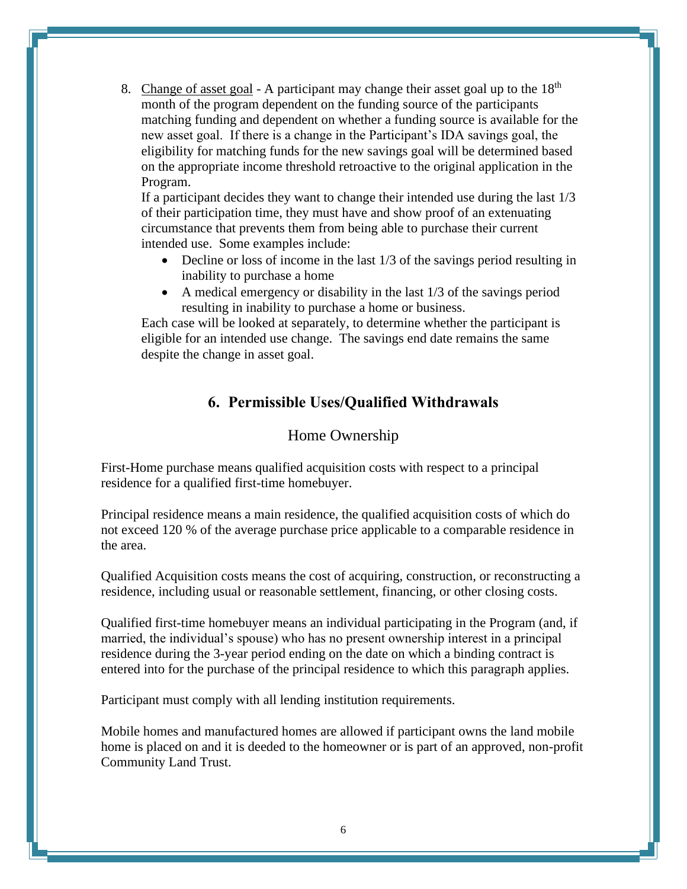8. Change of asset goal - A participant may change their asset goal up to the 18th month of the program dependent on the funding source of the participants matching funding and dependent on whether a funding source is available for the new asset goal. If there is a change in the Participant's IDA savings goal, the eligibility for matching funds for the new savings goal will be determined based on the appropriate income threshold retroactive to the original application in the Program.
   If a participant decides they want to change their intended use during the last 1/3 of their participation time, they must have and show proof of an extenuating circumstance that prevents them from being able to purchase their current intended use. Some examples include:
   - Decline or loss of income in the last 1/3 of the savings period resulting in inability to purchase a home
   - A medical emergency or disability in the last 1/3 of the savings period resulting in inability to purchase a home or business.

   Each case will be looked at separately, to determine whether the participant is eligible for an intended use change. The savings end date remains the same despite the change in asset goal.

## 6. Permissible Uses/Qualified Withdrawals

### Home Ownership

First-Home purchase means qualified acquisition costs with respect to a principal residence for a qualified first-time homebuyer.

Principal residence means a main residence, the qualified acquisition costs of which do not exceed 120 % of the average purchase price applicable to a comparable residence in the area.

Qualified Acquisition costs means the cost of acquiring, construction, or reconstructing a residence, including usual or reasonable settlement, financing, or other closing costs.

Qualified first-time homebuyer means an individual participating in the Program (and, if married, the individual's spouse) who has no present ownership interest in a principal residence during the 3-year period ending on the date on which a binding contract is entered into for the purchase of the principal residence to which this paragraph applies.

Participant must comply with all lending institution requirements.

Mobile homes and manufactured homes are allowed if participant owns the land mobile home is placed on and it is deeded to the homeowner or is part of an approved, non-profit Community Land Trust.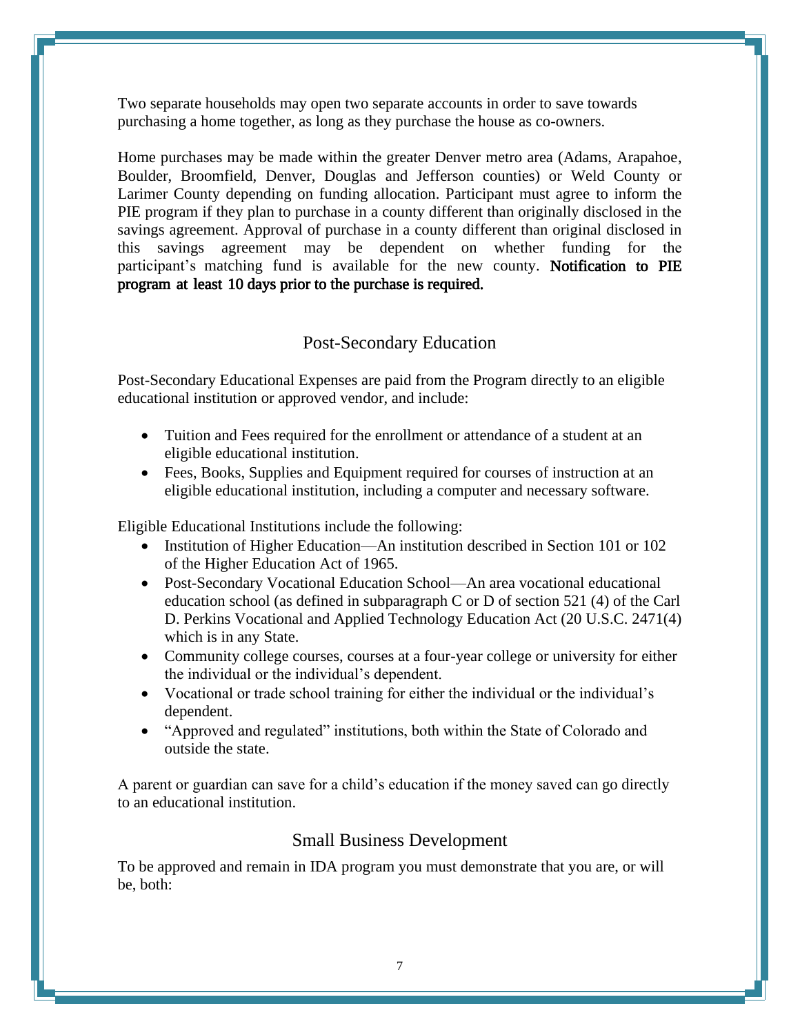Two separate households may open two separate accounts in order to save towards purchasing a home together, as long as they purchase the house as co-owners.

Home purchases may be made within the greater Denver metro area (Adams, Arapahoe, Boulder, Broomfield, Denver, Douglas and Jefferson counties) or Weld County or Larimer County depending on funding allocation. Participant must agree to inform the PIE program if they plan to purchase in a county different than originally disclosed in the savings agreement. Approval of purchase in a county different than original disclosed in this savings agreement may be dependent on whether funding for the participant's matching fund is available for the new county. **Notification to PIE program at least 10 days prior to the purchase is required.**

## Post-Secondary Education

Post-Secondary Educational Expenses are paid from the Program directly to an eligible educational institution or approved vendor, and include:

- Tuition and Fees required for the enrollment or attendance of a student at an eligible educational institution.
- Fees, Books, Supplies and Equipment required for courses of instruction at an eligible educational institution, including a computer and necessary software.

Eligible Educational Institutions include the following:

- Institution of Higher Education—An institution described in Section 101 or 102 of the Higher Education Act of 1965.
- Post-Secondary Vocational Education School—An area vocational educational education school (as defined in subparagraph C or D of section 521 (4) of the Carl D. Perkins Vocational and Applied Technology Education Act (20 U.S.C. 2471(4) which is in any State.
- Community college courses, courses at a four-year college or university for either the individual or the individual's dependent.
- Vocational or trade school training for either the individual or the individual's dependent.
- "Approved and regulated" institutions, both within the State of Colorado and outside the state.

A parent or guardian can save for a child's education if the money saved can go directly to an educational institution.

## Small Business Development

To be approved and remain in IDA program you must demonstrate that you are, or will be, both: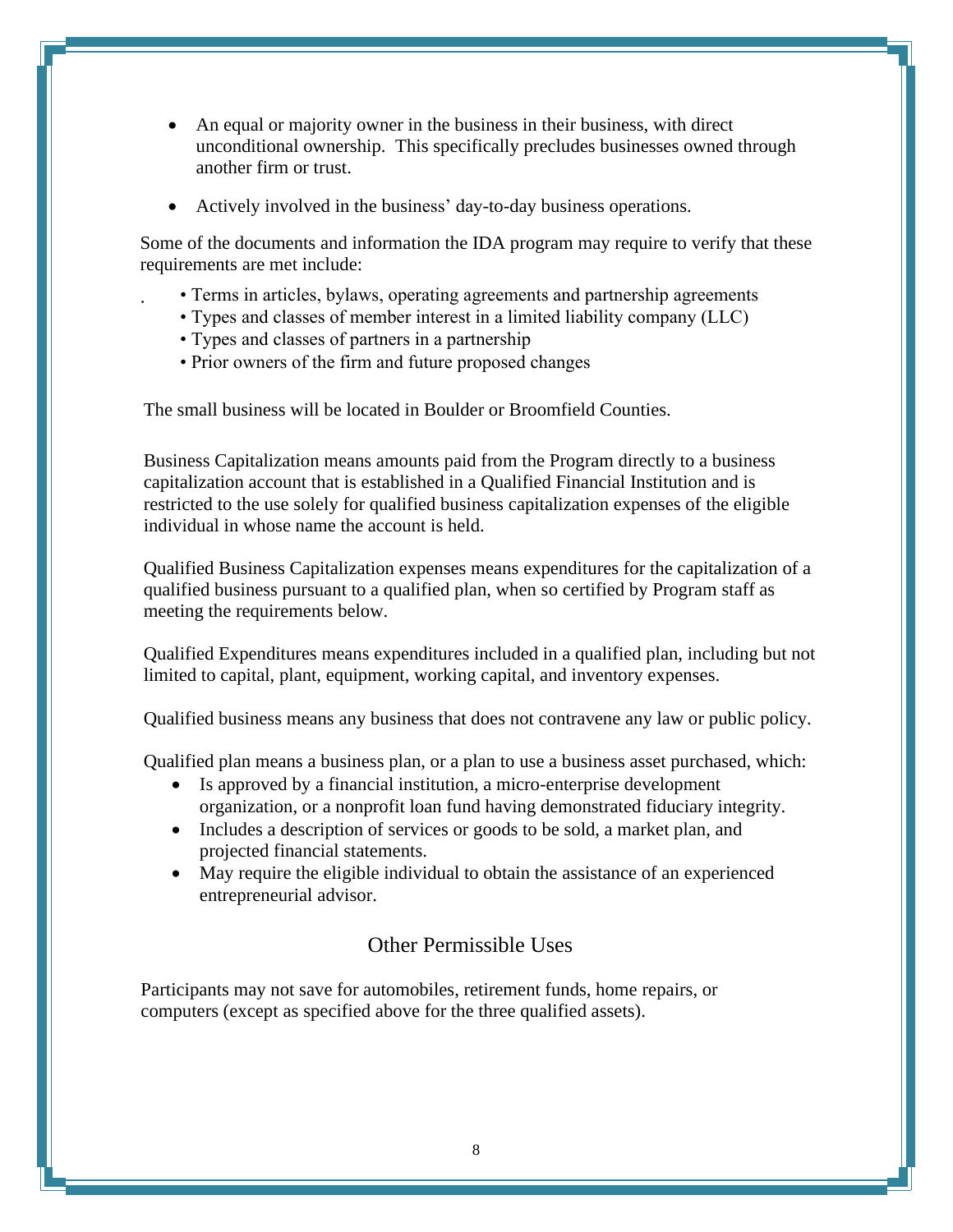- An equal or majority owner in the business in their business, with direct unconditional ownership. This specifically precludes businesses owned through another firm or trust.
- Actively involved in the business' day-to-day business operations.

Some of the documents and information the IDA program may require to verify that these requirements are met include:

- Terms in articles, bylaws, operating agreements and partnership agreements
- Types and classes of member interest in a limited liability company (LLC)
- Types and classes of partners in a partnership
- Prior owners of the firm and future proposed changes

The small business will be located in Boulder or Broomfield Counties.

Business Capitalization means amounts paid from the Program directly to a business capitalization account that is established in a Qualified Financial Institution and is restricted to the use solely for qualified business capitalization expenses of the eligible individual in whose name the account is held.

Qualified Business Capitalization expenses means expenditures for the capitalization of a qualified business pursuant to a qualified plan, when so certified by Program staff as meeting the requirements below.

Qualified Expenditures means expenditures included in a qualified plan, including but not limited to capital, plant, equipment, working capital, and inventory expenses.

Qualified business means any business that does not contravene any law or public policy.

Qualified plan means a business plan, or a plan to use a business asset purchased, which:

- Is approved by a financial institution, a micro-enterprise development organization, or a nonprofit loan fund having demonstrated fiduciary integrity.
- Includes a description of services or goods to be sold, a market plan, and projected financial statements.
- May require the eligible individual to obtain the assistance of an experienced entrepreneurial advisor.

## Other Permissible Uses

Participants may not save for automobiles, retirement funds, home repairs, or computers (except as specified above for the three qualified assets).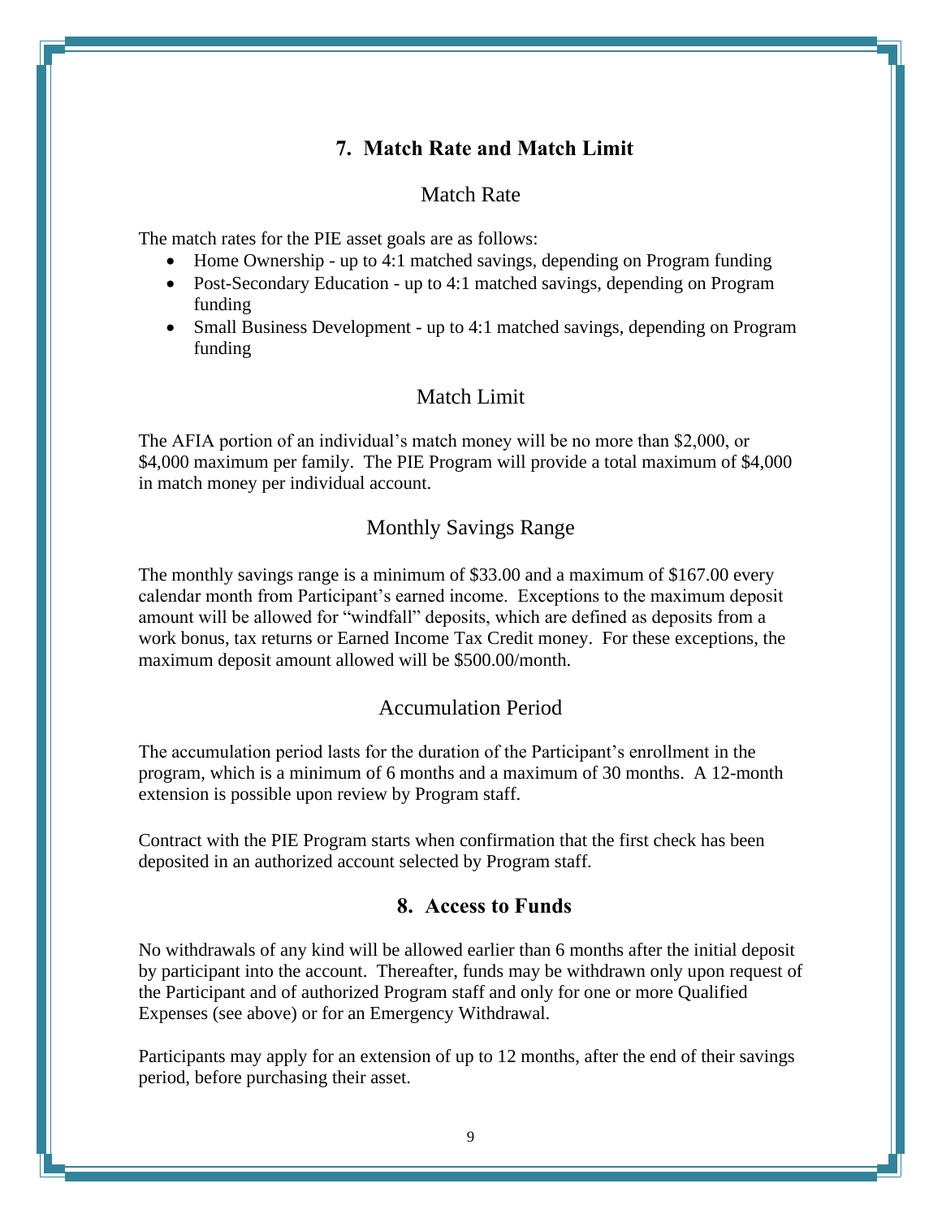## 7. Match Rate and Match Limit

### Match Rate

The match rates for the PIE asset goals are as follows:

- Home Ownership - up to 4:1 matched savings, depending on Program funding
- Post-Secondary Education - up to 4:1 matched savings, depending on Program funding
- Small Business Development - up to 4:1 matched savings, depending on Program funding

### Match Limit

The AFIA portion of an individual's match money will be no more than $2,000, or $4,000 maximum per family. The PIE Program will provide a total maximum of $4,000 in match money per individual account.

### Monthly Savings Range

The monthly savings range is a minimum of $33.00 and a maximum of $167.00 every calendar month from Participant's earned income. Exceptions to the maximum deposit amount will be allowed for "windfall" deposits, which are defined as deposits from a work bonus, tax returns or Earned Income Tax Credit money. For these exceptions, the maximum deposit amount allowed will be $500.00/month.

### Accumulation Period

The accumulation period lasts for the duration of the Participant's enrollment in the program, which is a minimum of 6 months and a maximum of 30 months. A 12-month extension is possible upon review by Program staff.

Contract with the PIE Program starts when confirmation that the first check has been deposited in an authorized account selected by Program staff.

## 8. Access to Funds

No withdrawals of any kind will be allowed earlier than 6 months after the initial deposit by participant into the account. Thereafter, funds may be withdrawn only upon request of the Participant and of authorized Program staff and only for one or more Qualified Expenses (see above) or for an Emergency Withdrawal.

Participants may apply for an extension of up to 12 months, after the end of their savings period, before purchasing their asset.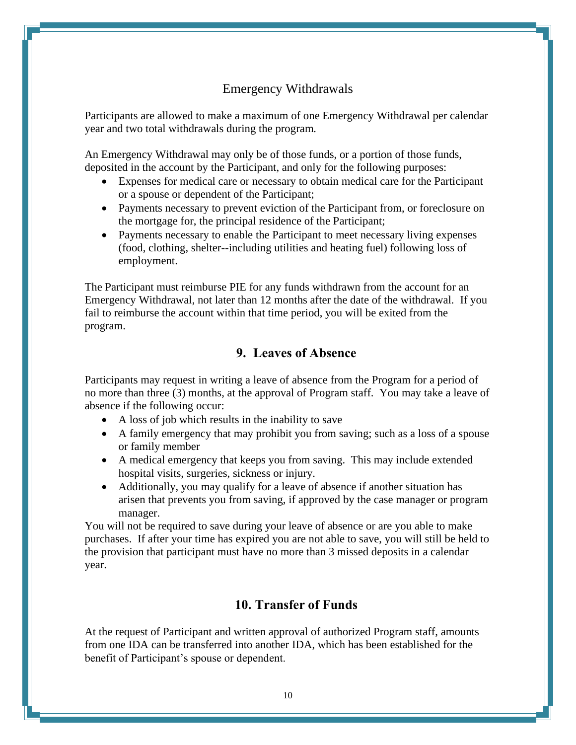### Emergency Withdrawals

Participants are allowed to make a maximum of one Emergency Withdrawal per calendar year and two total withdrawals during the program.

An Emergency Withdrawal may only be of those funds, or a portion of those funds, deposited in the account by the Participant, and only for the following purposes:

- Expenses for medical care or necessary to obtain medical care for the Participant or a spouse or dependent of the Participant;
- Payments necessary to prevent eviction of the Participant from, or foreclosure on the mortgage for, the principal residence of the Participant;
- Payments necessary to enable the Participant to meet necessary living expenses (food, clothing, shelter--including utilities and heating fuel) following loss of employment.

The Participant must reimburse PIE for any funds withdrawn from the account for an Emergency Withdrawal, not later than 12 months after the date of the withdrawal. If you fail to reimburse the account within that time period, you will be exited from the program.

## 9. Leaves of Absence

Participants may request in writing a leave of absence from the Program for a period of no more than three (3) months, at the approval of Program staff. You may take a leave of absence if the following occur:

- A loss of job which results in the inability to save
- A family emergency that may prohibit you from saving; such as a loss of a spouse or family member
- A medical emergency that keeps you from saving. This may include extended hospital visits, surgeries, sickness or injury.
- Additionally, you may qualify for a leave of absence if another situation has arisen that prevents you from saving, if approved by the case manager or program manager.

You will not be required to save during your leave of absence or are you able to make purchases. If after your time has expired you are not able to save, you will still be held to the provision that participant must have no more than 3 missed deposits in a calendar year.

## 10. Transfer of Funds

At the request of Participant and written approval of authorized Program staff, amounts from one IDA can be transferred into another IDA, which has been established for the benefit of Participant's spouse or dependent.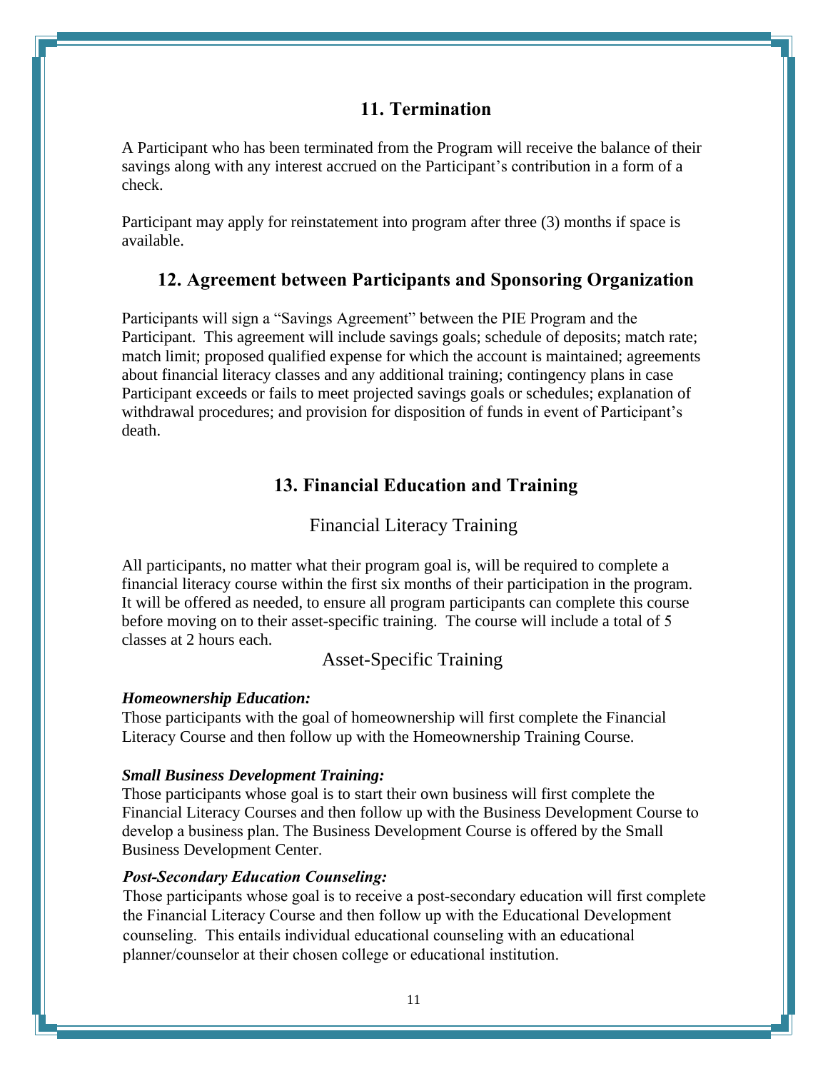## 11. Termination

A Participant who has been terminated from the Program will receive the balance of their savings along with any interest accrued on the Participant's contribution in a form of a check.

Participant may apply for reinstatement into program after three (3) months if space is available.

## 12. Agreement between Participants and Sponsoring Organization

Participants will sign a "Savings Agreement" between the PIE Program and the Participant. This agreement will include savings goals; schedule of deposits; match rate; match limit; proposed qualified expense for which the account is maintained; agreements about financial literacy classes and any additional training; contingency plans in case Participant exceeds or fails to meet projected savings goals or schedules; explanation of withdrawal procedures; and provision for disposition of funds in event of Participant's death.

## 13. Financial Education and Training

### Financial Literacy Training

All participants, no matter what their program goal is, will be required to complete a financial literacy course within the first six months of their participation in the program. It will be offered as needed, to ensure all program participants can complete this course before moving on to their asset-specific training. The course will include a total of 5 classes at 2 hours each.

### Asset-Specific Training

***Homeownership Education:***
Those participants with the goal of homeownership will first complete the Financial Literacy Course and then follow up with the Homeownership Training Course.

***Small Business Development Training:***
Those participants whose goal is to start their own business will first complete the Financial Literacy Courses and then follow up with the Business Development Course to develop a business plan. The Business Development Course is offered by the Small Business Development Center.

***Post-Secondary Education Counseling:***
Those participants whose goal is to receive a post-secondary education will first complete the Financial Literacy Course and then follow up with the Educational Development counseling. This entails individual educational counseling with an educational planner/counselor at their chosen college or educational institution.